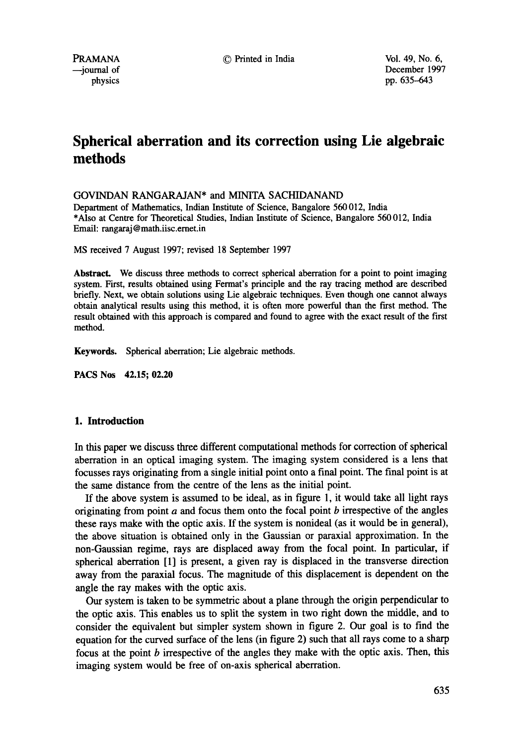# Spherical aberration and its correction using Lie algebraic methods

GOVINDAN RANGARAJAN* and MINITA SACHIDANAND

Department of Mathematics, Indian Institute of Science, Bangalore 560 012, India
*Also at Centre for Theoretical Studies, Indian Institute of Science, Bangalore 560 012, India
Email: rangaraj@math.iisc.ernet.in

MS received 7 August 1997; revised 18 September 1997

**Abstract.** We discuss three methods to correct spherical aberration for a point to point imaging system. First, results obtained using Fermat's principle and the ray tracing method are described briefly. Next, we obtain solutions using Lie algebraic techniques. Even though one cannot always obtain analytical results using this method, it is often more powerful than the first method. The result obtained with this approach is compared and found to agree with the exact result of the first method.

**Keywords.** Spherical aberration; Lie algebraic methods.

**PACS Nos** 42.15; 02.20

## 1. Introduction

In this paper we discuss three different computational methods for correction of spherical aberration in an optical imaging system. The imaging system considered is a lens that focusses rays originating from a single initial point onto a final point. The final point is at the same distance from the centre of the lens as the initial point.

If the above system is assumed to be ideal, as in figure 1, it would take all light rays originating from point $a$ and focus them onto the focal point $b$ irrespective of the angles these rays make with the optic axis. If the system is nonideal (as it would be in general), the above situation is obtained only in the Gaussian or paraxial approximation. In the non-Gaussian regime, rays are displaced away from the focal point. In particular, if spherical aberration [1] is present, a given ray is displaced in the transverse direction away from the paraxial focus. The magnitude of this displacement is dependent on the angle the ray makes with the optic axis.

Our system is taken to be symmetric about a plane through the origin perpendicular to the optic axis. This enables us to split the system in two right down the middle, and to consider the equivalent but simpler system shown in figure 2. Our goal is to find the equation for the curved surface of the lens (in figure 2) such that all rays come to a sharp focus at the point $b$ irrespective of the angles they make with the optic axis. Then, this imaging system would be free of on-axis spherical aberration.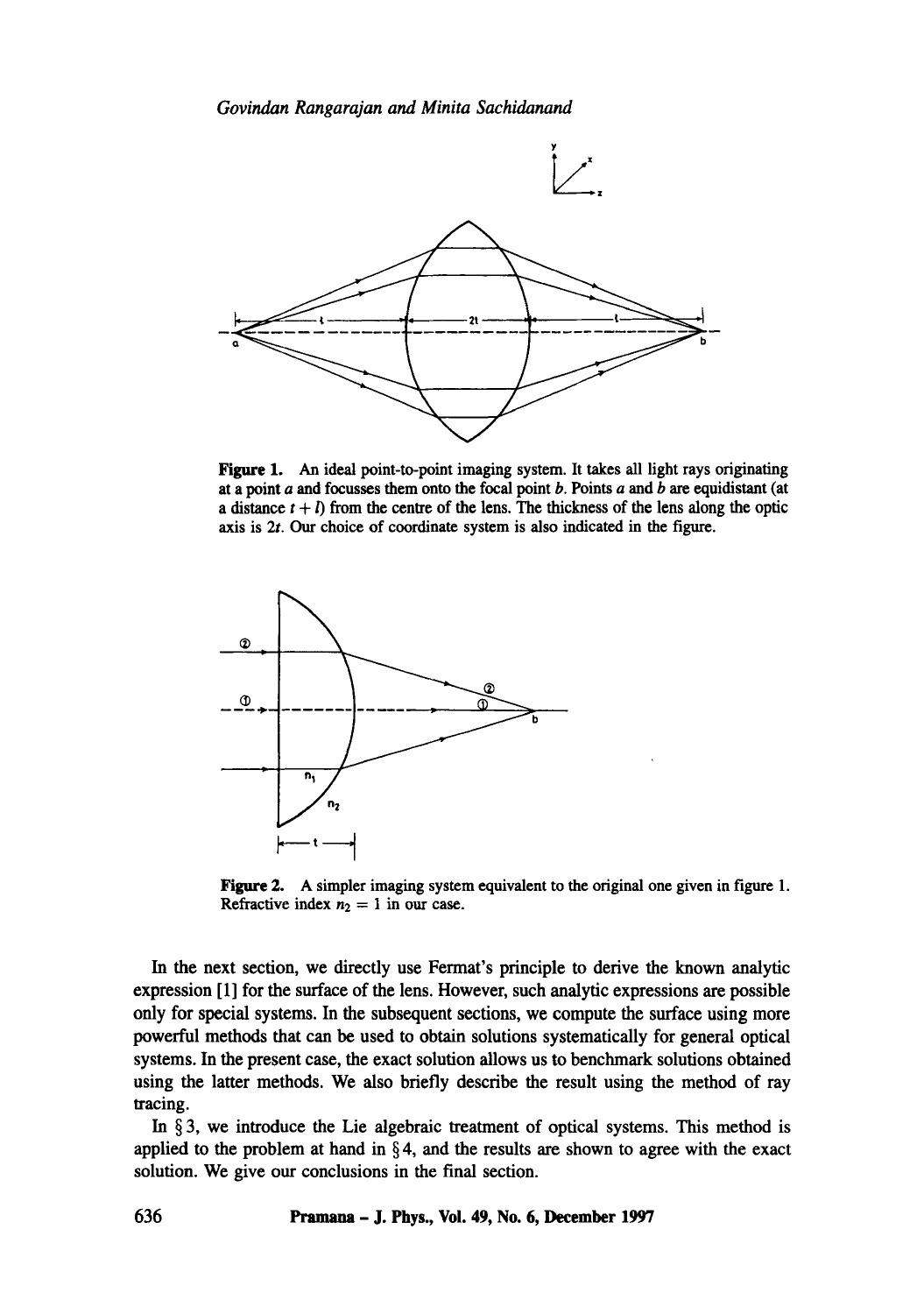**Figure 1.** An ideal point-to-point imaging system. It takes all light rays originating at a point $a$ and focusses them onto the focal point $b$. Points $a$ and $b$ are equidistant (at a distance $t + l$) from the centre of the lens. The thickness of the lens along the optic axis is $2t$. Our choice of coordinate system is also indicated in the figure.

**Figure 2.** A simpler imaging system equivalent to the original one given in figure 1. Refractive index $n_2 = 1$ in our case.

In the next section, we directly use Fermat's principle to derive the known analytic expression [1] for the surface of the lens. However, such analytic expressions are possible only for special systems. In the subsequent sections, we compute the surface using more powerful methods that can be used to obtain solutions systematically for general optical systems. In the present case, the exact solution allows us to benchmark solutions obtained using the latter methods. We also briefly describe the result using the method of ray tracing.

In § 3, we introduce the Lie algebraic treatment of optical systems. This method is applied to the problem at hand in § 4, and the results are shown to agree with the exact solution. We give our conclusions in the final section.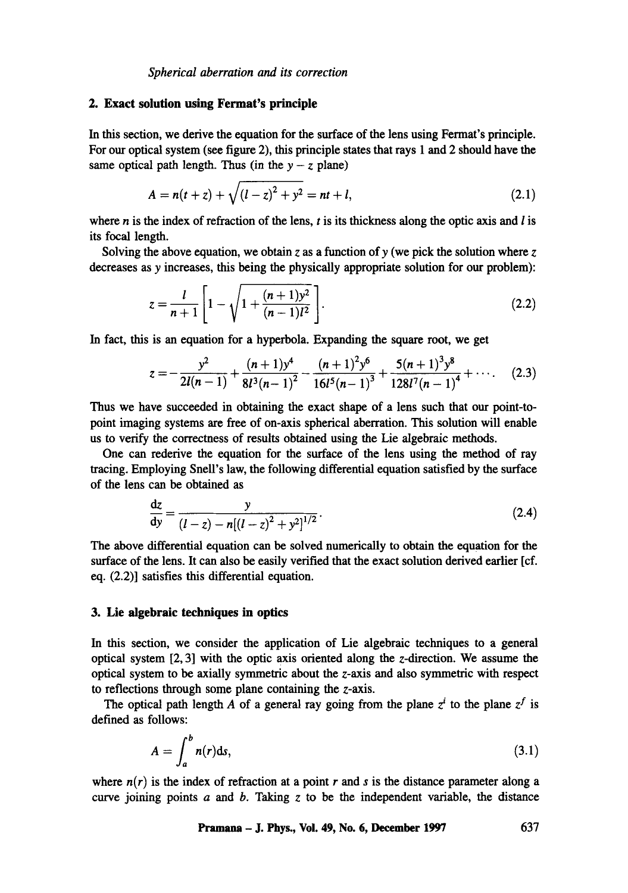## 2. Exact solution using Fermat's principle

In this section, we derive the equation for the surface of the lens using Fermat's principle. For our optical system (see figure 2), this principle states that rays 1 and 2 should have the same optical path length. Thus (in the $y-z$ plane)

$$A = n(t+z) + \sqrt{(l-z)^2 + y^2} = nt + l, \tag{2.1}$$

where $n$ is the index of refraction of the lens, $t$ is its thickness along the optic axis and $l$ is its focal length.

Solving the above equation, we obtain $z$ as a function of $y$ (we pick the solution where $z$ decreases as $y$ increases, this being the physically appropriate solution for our problem):

$$z = \frac{l}{n+1}\left[1 - \sqrt{1 + \frac{(n+1)y^2}{(n-1)l^2}}\right]. \tag{2.2}$$

In fact, this is an equation for a hyperbola. Expanding the square root, we get

$$z = -\frac{y^2}{2l(n-1)} + \frac{(n+1)y^4}{8l^3(n-1)^2} - \frac{(n+1)^2y^6}{16l^5(n-1)^3} + \frac{5(n+1)^3y^8}{128l^7(n-1)^4} + \cdots. \tag{2.3}$$

Thus we have succeeded in obtaining the exact shape of a lens such that our point-to-point imaging systems are free of on-axis spherical aberration. This solution will enable us to verify the correctness of results obtained using the Lie algebraic methods.

One can rederive the equation for the surface of the lens using the method of ray tracing. Employing Snell's law, the following differential equation satisfied by the surface of the lens can be obtained as

$$\frac{\mathrm{d}z}{\mathrm{d}y} = \frac{y}{(l-z) - n[(l-z)^2 + y^2]^{1/2}}. \tag{2.4}$$

The above differential equation can be solved numerically to obtain the equation for the surface of the lens. It can also be easily verified that the exact solution derived earlier [cf. eq. (2.2)] satisfies this differential equation.

## 3. Lie algebraic techniques in optics

In this section, we consider the application of Lie algebraic techniques to a general optical system [2, 3] with the optic axis oriented along the $z$-direction. We assume the optical system to be axially symmetric about the $z$-axis and also symmetric with respect to reflections through some plane containing the $z$-axis.

The optical path length $A$ of a general ray going from the plane $z^i$ to the plane $z^f$ is defined as follows:

$$A = \int_a^b n(r)\mathrm{d}s, \tag{3.1}$$

where $n(r)$ is the index of refraction at a point $r$ and $s$ is the distance parameter along a curve joining points $a$ and $b$. Taking $z$ to be the independent variable, the distance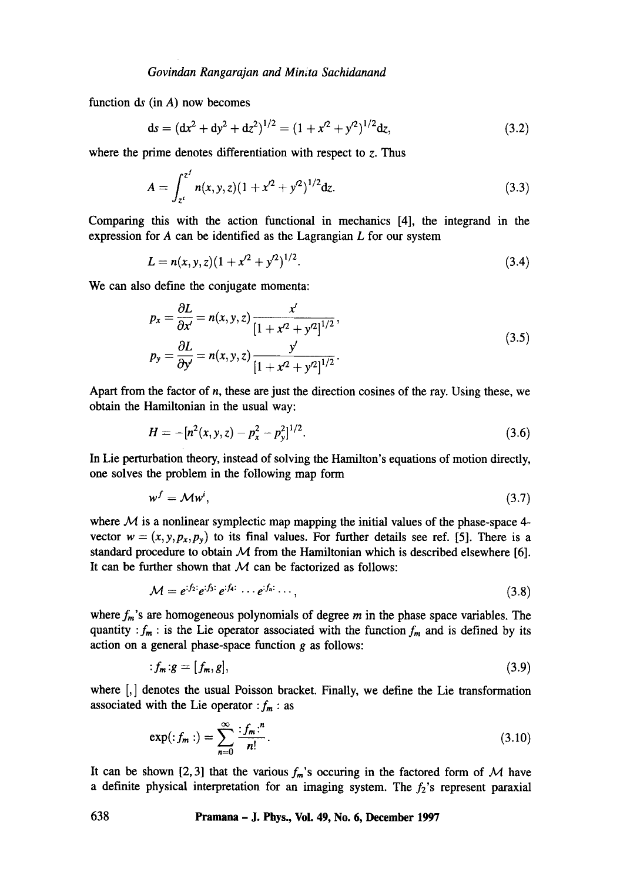function d$s$ (in $A$) now becomes

$$ds = (dx^2 + dy^2 + dz^2)^{1/2} = (1 + x'^2 + y'^2)^{1/2} dz, \tag{3.2}$$

where the prime denotes differentiation with respect to $z$. Thus

$$A = \int_{z^i}^{z^f} n(x,y,z)(1 + x'^2 + y'^2)^{1/2} dz. \tag{3.3}$$

Comparing this with the action functional in mechanics [4], the integrand in the expression for $A$ can be identified as the Lagrangian $L$ for our system

$$L = n(x,y,z)(1 + x'^2 + y'^2)^{1/2}. \tag{3.4}$$

We can also define the conjugate momenta:

$$\begin{aligned} p_x &= \frac{\partial L}{\partial x'} = n(x,y,z)\frac{x'}{[1 + x'^2 + y'^2]^{1/2}}, \\ p_y &= \frac{\partial L}{\partial y'} = n(x,y,z)\frac{y'}{[1 + x'^2 + y'^2]^{1/2}}. \end{aligned} \tag{3.5}$$

Apart from the factor of $n$, these are just the direction cosines of the ray. Using these, we obtain the Hamiltonian in the usual way:

$$H = -[n^2(x,y,z) - p_x^2 - p_y^2]^{1/2}. \tag{3.6}$$

In Lie perturbation theory, instead of solving the Hamilton's equations of motion directly, one solves the problem in the following map form

$$w^f = \mathcal{M} w^i, \tag{3.7}$$

where $\mathcal{M}$ is a nonlinear symplectic map mapping the initial values of the phase-space 4-vector $w = (x, y, p_x, p_y)$ to its final values. For further details see ref. [5]. There is a standard procedure to obtain $\mathcal{M}$ from the Hamiltonian which is described elsewhere [6]. It can be further shown that $\mathcal{M}$ can be factorized as follows:

$$\mathcal{M} = e^{:f_2:} e^{:f_3:} e^{:f_4:} \cdots e^{:f_n:} \cdots, \tag{3.8}$$

where $f_m$'s are homogeneous polynomials of degree $m$ in the phase space variables. The quantity $:f_m:$ is the Lie operator associated with the function $f_m$ and is defined by its action on a general phase-space function $g$ as follows:

$$:f_m: g = [f_m, g], \tag{3.9}$$

where $[,]$ denotes the usual Poisson bracket. Finally, we define the Lie transformation associated with the Lie operator $:f_m:$ as

$$\exp(:f_m:) = \sum_{n=0}^{\infty} \frac{:f_m:^n}{n!}. \tag{3.10}$$

It can be shown [2, 3] that the various $f_m$'s occuring in the factored form of $\mathcal{M}$ have a definite physical interpretation for an imaging system. The $f_2$'s represent paraxial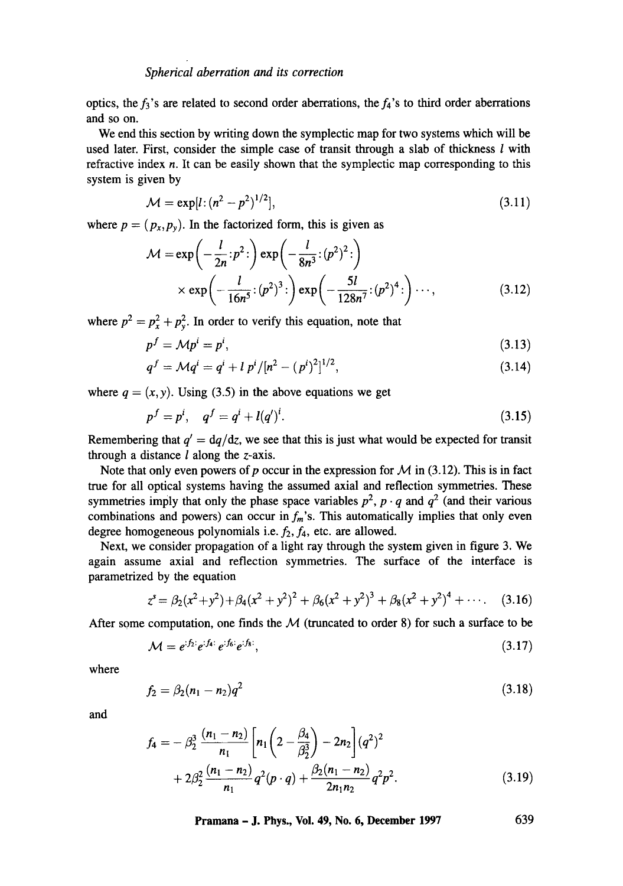optics, the $f_3$'s are related to second order aberrations, the $f_4$'s to third order aberrations and so on.

We end this section by writing down the symplectic map for two systems which will be used later. First, consider the simple case of transit through a slab of thickness $l$ with refractive index $n$. It can be easily shown that the symplectic map corresponding to this system is given by

$$\mathcal{M} = \exp[l\!:\!(n^2 - p^2)^{1/2}], \tag{3.11}$$

where $p = (p_x, p_y)$. In the factorized form, this is given as

$$\mathcal{M} = \exp\left(-\frac{l}{2n}:p^2:\right)\exp\left(-\frac{l}{8n^3}:(p^2)^2:\right) \times \exp\left(-\frac{l}{16n^5}:(p^2)^3:\right)\exp\left(-\frac{5l}{128n^7}:(p^2)^4:\right)\cdots, \tag{3.12}$$

where $p^2 = p_x^2 + p_y^2$. In order to verify this equation, note that

$$p^f = \mathcal{M}p^i = p^i, \tag{3.13}$$

$$q^f = \mathcal{M}q^i = q^i + l\,p^i/[n^2 - (p^i)^2]^{1/2}, \tag{3.14}$$

where $q = (x, y)$. Using (3.5) in the above equations we get

$$p^f = p^i, \quad q^f = q^i + l(q')^i. \tag{3.15}$$

Remembering that $q' = \mathrm{d}q/\mathrm{d}z$, we see that this is just what would be expected for transit through a distance $l$ along the $z$-axis.

Note that only even powers of $p$ occur in the expression for $\mathcal{M}$ in (3.12). This is in fact true for all optical systems having the assumed axial and reflection symmetries. These symmetries imply that only the phase space variables $p^2$, $p \cdot q$ and $q^2$ (and their various combinations and powers) can occur in $f_m$'s. This automatically implies that only even degree homogeneous polynomials i.e. $f_2, f_4$, etc. are allowed.

Next, we consider propagation of a light ray through the system given in figure 3. We again assume axial and reflection symmetries. The surface of the interface is parametrized by the equation

$$z^s = \beta_2(x^2+y^2) + \beta_4(x^2+y^2)^2 + \beta_6(x^2+y^2)^3 + \beta_8(x^2+y^2)^4 + \cdots. \tag{3.16}$$

After some computation, one finds the $\mathcal{M}$ (truncated to order 8) for such a surface to be

$$\mathcal{M} = e^{:f_2:}e^{:f_4:}e^{:f_6:}e^{:f_8:}, \tag{3.17}$$

where

$$f_2 = \beta_2(n_1 - n_2)q^2 \tag{3.18}$$

and

$$f_4 = -\beta_2^3\frac{(n_1 - n_2)}{n_1}\left[n_1\left(2 - \frac{\beta_4}{\beta_2^3}\right) - 2n_2\right](q^2)^2 + 2\beta_2^2\frac{(n_1 - n_2)}{n_1}q^2(p \cdot q) + \frac{\beta_2(n_1 - n_2)}{2n_1 n_2}q^2 p^2. \tag{3.19}$$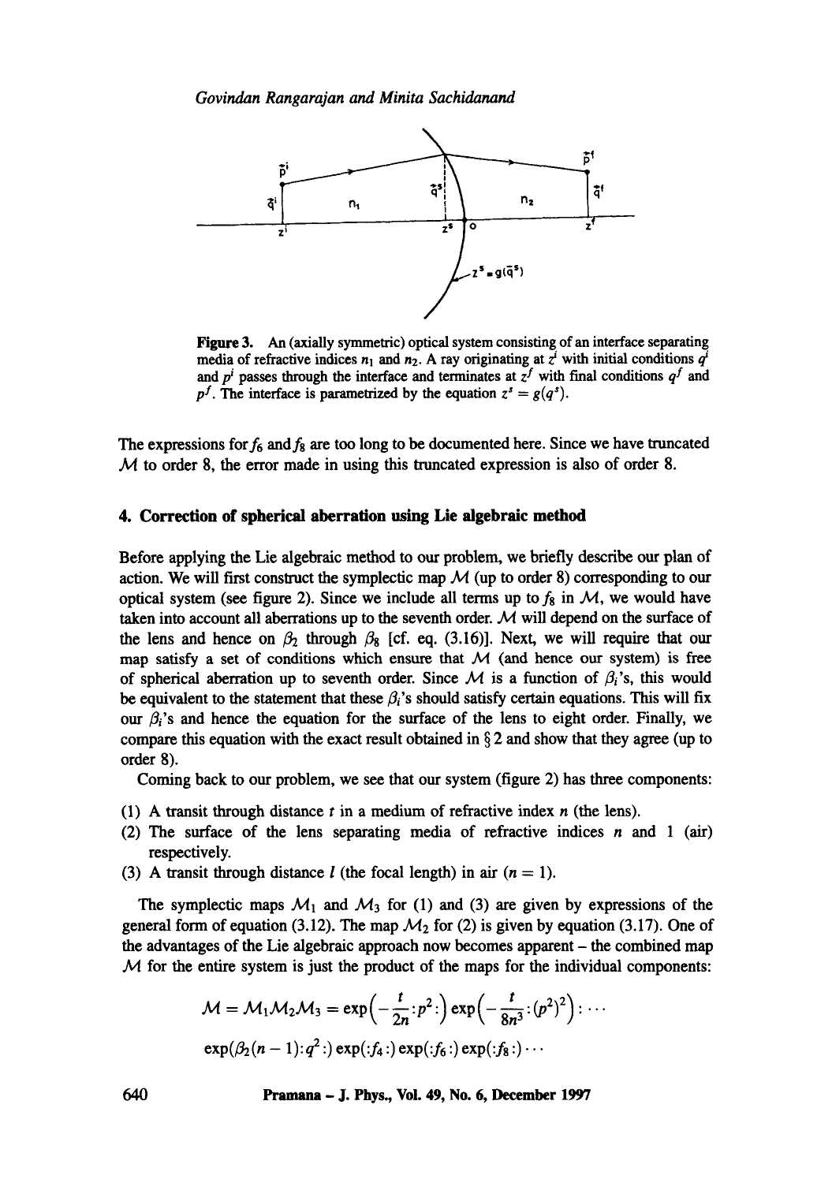**Figure 3.** An (axially symmetric) optical system consisting of an interface separating media of refractive indices $n_1$ and $n_2$. A ray originating at $z^i$ with initial conditions $q^i$ and $p^i$ passes through the interface and terminates at $z^f$ with final conditions $q^f$ and $p^f$. The interface is parametrized by the equation $z^s = g(q^s)$.

The expressions for $f_6$ and $f_8$ are too long to be documented here. Since we have truncated $\mathcal{M}$ to order 8, the error made in using this truncated expression is also of order 8.

## 4. Correction of spherical aberration using Lie algebraic method

Before applying the Lie algebraic method to our problem, we briefly describe our plan of action. We will first construct the symplectic map $\mathcal{M}$ (up to order 8) corresponding to our optical system (see figure 2). Since we include all terms up to $f_8$ in $\mathcal{M}$, we would have taken into account all aberrations up to the seventh order. $\mathcal{M}$ will depend on the surface of the lens and hence on $\beta_2$ through $\beta_8$ [cf. eq. (3.16)]. Next, we will require that our map satisfy a set of conditions which ensure that $\mathcal{M}$ (and hence our system) is free of spherical aberration up to seventh order. Since $\mathcal{M}$ is a function of $\beta_i$'s, this would be equivalent to the statement that these $\beta_i$'s should satisfy certain equations. This will fix our $\beta_i$'s and hence the equation for the surface of the lens to eight order. Finally, we compare this equation with the exact result obtained in § 2 and show that they agree (up to order 8).

Coming back to our problem, we see that our system (figure 2) has three components:

(1) A transit through distance $t$ in a medium of refractive index $n$ (the lens).
(2) The surface of the lens separating media of refractive indices $n$ and 1 (air) respectively.
(3) A transit through distance $l$ (the focal length) in air ($n = 1$).

The symplectic maps $\mathcal{M}_1$ and $\mathcal{M}_3$ for (1) and (3) are given by expressions of the general form of equation (3.12). The map $\mathcal{M}_2$ for (2) is given by equation (3.17). One of the advantages of the Lie algebraic approach now becomes apparent – the combined map $\mathcal{M}$ for the entire system is just the product of the maps for the individual components:

$$\mathcal{M} = \mathcal{M}_1\mathcal{M}_2\mathcal{M}_3 = \exp\Big(-\frac{t}{2n}{:}p^2{:}\Big)\exp\Big(-\frac{t}{8n^3}{:}(p^2)^2\Big){:}\cdots$$

$$\exp(\beta_2(n-1){:}q^2{:})\exp({:}f_4{:})\exp({:}f_6{:})\exp({:}f_8{:})\cdots$$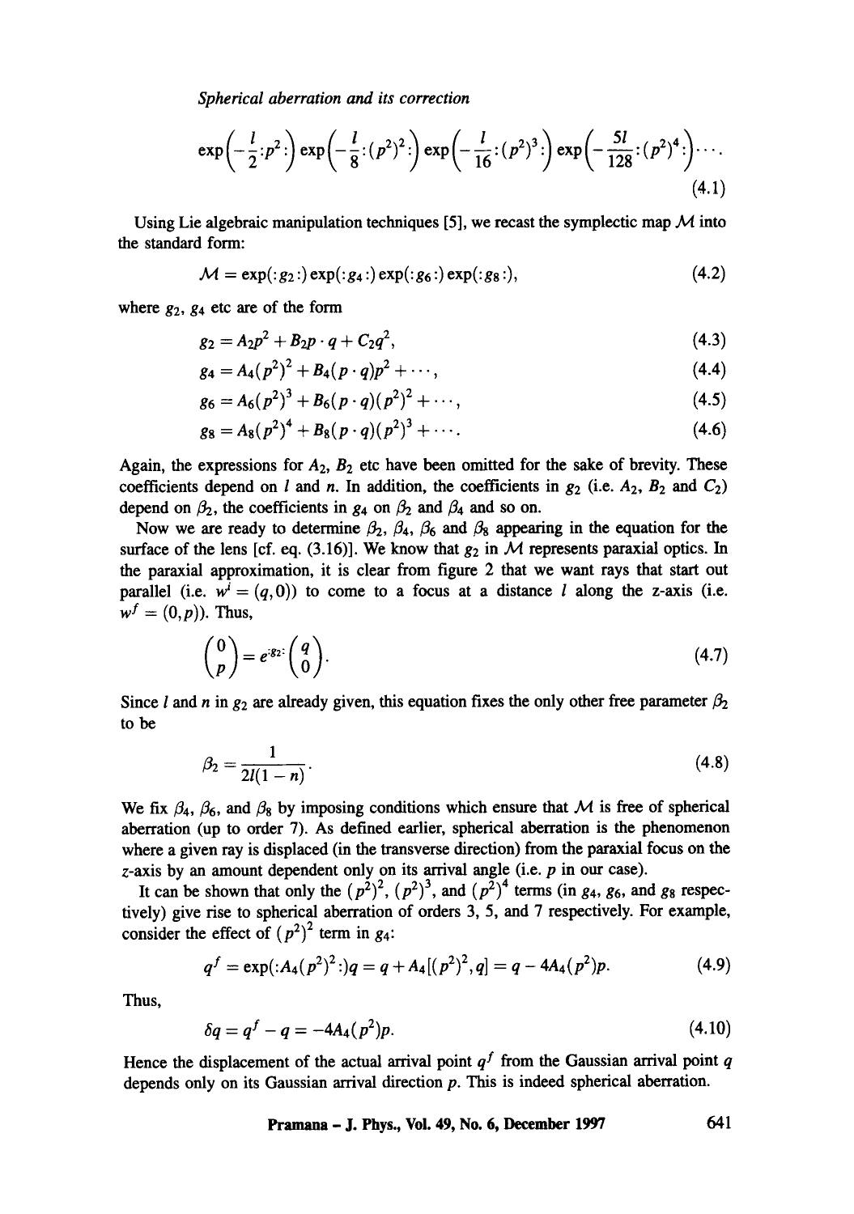$$\exp\left(-\frac{l}{2}:p^2:\right)\exp\left(-\frac{l}{8}:(p^2)^2:\right)\exp\left(-\frac{l}{16}:(p^2)^3:\right)\exp\left(-\frac{5l}{128}:(p^2)^4:\right)\cdots. \tag{4.1}$$

Using Lie algebraic manipulation techniques [5], we recast the symplectic map $\mathcal{M}$ into the standard form:

$$\mathcal{M} = \exp(:g_2:)\exp(:g_4:)\exp(:g_6:)\exp(:g_8:), \tag{4.2}$$

where $g_2$, $g_4$ etc are of the form

$$g_2 = A_2 p^2 + B_2 p\cdot q + C_2 q^2, \tag{4.3}$$

$$g_4 = A_4(p^2)^2 + B_4(p\cdot q)p^2 + \cdots, \tag{4.4}$$

$$g_6 = A_6(p^2)^3 + B_6(p\cdot q)(p^2)^2 + \cdots, \tag{4.5}$$

$$g_8 = A_8(p^2)^4 + B_8(p\cdot q)(p^2)^3 + \cdots. \tag{4.6}$$

Again, the expressions for $A_2$, $B_2$ etc have been omitted for the sake of brevity. These coefficients depend on $l$ and $n$. In addition, the coefficients in $g_2$ (i.e. $A_2$, $B_2$ and $C_2$) depend on $\beta_2$, the coefficients in $g_4$ on $\beta_2$ and $\beta_4$ and so on.

Now we are ready to determine $\beta_2$, $\beta_4$, $\beta_6$ and $\beta_8$ appearing in the equation for the surface of the lens [cf. eq. (3.16)]. We know that $g_2$ in $\mathcal{M}$ represents paraxial optics. In the paraxial approximation, it is clear from figure 2 that we want rays that start out parallel (i.e. $w^i = (q, 0)$) to come to a focus at a distance $l$ along the z-axis (i.e. $w^f = (0, p)$). Thus,

$$\begin{pmatrix} 0 \\ p \end{pmatrix} = e^{:g_2:}\begin{pmatrix} q \\ 0 \end{pmatrix}. \tag{4.7}$$

Since $l$ and $n$ in $g_2$ are already given, this equation fixes the only other free parameter $\beta_2$ to be

$$\beta_2 = \frac{1}{2l(1-n)}. \tag{4.8}$$

We fix $\beta_4$, $\beta_6$, and $\beta_8$ by imposing conditions which ensure that $\mathcal{M}$ is free of spherical aberration (up to order 7). As defined earlier, spherical aberration is the phenomenon where a given ray is displaced (in the transverse direction) from the paraxial focus on the z-axis by an amount dependent only on its arrival angle (i.e. $p$ in our case).

It can be shown that only the $(p^2)^2$, $(p^2)^3$, and $(p^2)^4$ terms (in $g_4$, $g_6$, and $g_8$ respectively) give rise to spherical aberration of orders 3, 5, and 7 respectively. For example, consider the effect of $(p^2)^2$ term in $g_4$:

$$q^f = \exp(:A_4(p^2)^2:)q = q + A_4[(p^2)^2, q] = q - 4A_4(p^2)p. \tag{4.9}$$

Thus,

$$\delta q = q^f - q = -4A_4(p^2)p. \tag{4.10}$$

Hence the displacement of the actual arrival point $q^f$ from the Gaussian arrival point $q$ depends only on its Gaussian arrival direction $p$. This is indeed spherical aberration.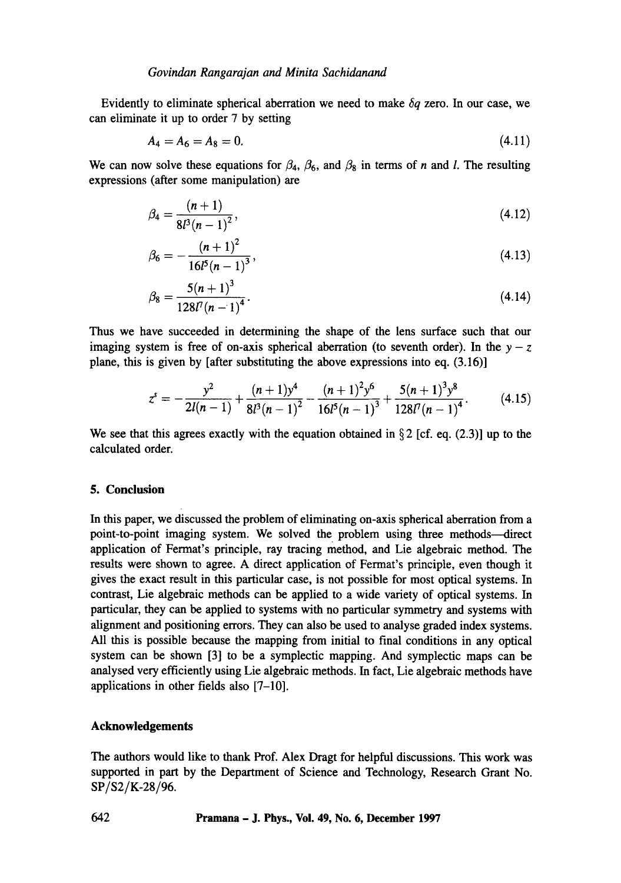Evidently to eliminate spherical aberration we need to make $\delta q$ zero. In our case, we can eliminate it up to order 7 by setting

$$A_4 = A_6 = A_8 = 0. \tag{4.11}$$

We can now solve these equations for $\beta_4$, $\beta_6$, and $\beta_8$ in terms of $n$ and $l$. The resulting expressions (after some manipulation) are

$$\beta_4 = \frac{(n+1)}{8l^3(n-1)^2}, \tag{4.12}$$

$$\beta_6 = -\frac{(n+1)^2}{16l^5(n-1)^3}, \tag{4.13}$$

$$\beta_8 = \frac{5(n+1)^3}{128l^7(n-1)^4}. \tag{4.14}$$

Thus we have succeeded in determining the shape of the lens surface such that our imaging system is free of on-axis spherical aberration (to seventh order). In the $y - z$ plane, this is given by [after substituting the above expressions into eq. (3.16)]

$$z^s = -\frac{y^2}{2l(n-1)} + \frac{(n+1)y^4}{8l^3(n-1)^2} - \frac{(n+1)^2 y^6}{16l^5(n-1)^3} + \frac{5(n+1)^3 y^8}{128l^7(n-1)^4}. \tag{4.15}$$

We see that this agrees exactly with the equation obtained in § 2 [cf. eq. (2.3)] up to the calculated order.

## 5. Conclusion

In this paper, we discussed the problem of eliminating on-axis spherical aberration from a point-to-point imaging system. We solved the problem using three methods—direct application of Fermat's principle, ray tracing method, and Lie algebraic method. The results were shown to agree. A direct application of Fermat's principle, even though it gives the exact result in this particular case, is not possible for most optical systems. In contrast, Lie algebraic methods can be applied to a wide variety of optical systems. In particular, they can be applied to systems with no particular symmetry and systems with alignment and positioning errors. They can also be used to analyse graded index systems. All this is possible because the mapping from initial to final conditions in any optical system can be shown [3] to be a symplectic mapping. And symplectic maps can be analysed very efficiently using Lie algebraic methods. In fact, Lie algebraic methods have applications in other fields also [7–10].

### Acknowledgements

The authors would like to thank Prof. Alex Dragt for helpful discussions. This work was supported in part by the Department of Science and Technology, Research Grant No. SP/S2/K-28/96.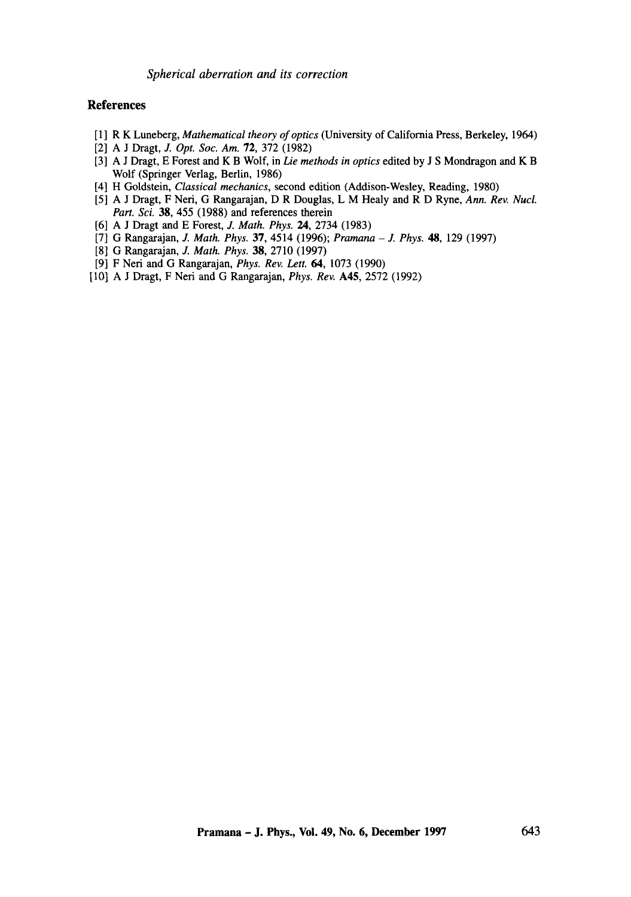## References

[1] R K Luneberg, *Mathematical theory of optics* (University of California Press, Berkeley, 1964)
[2] A J Dragt, *J. Opt. Soc. Am.* **72**, 372 (1982)
[3] A J Dragt, E Forest and K B Wolf, in *Lie methods in optics* edited by J S Mondragon and K B Wolf (Springer Verlag, Berlin, 1986)
[4] H Goldstein, *Classical mechanics*, second edition (Addison-Wesley, Reading, 1980)
[5] A J Dragt, F Neri, G Rangarajan, D R Douglas, L M Healy and R D Ryne, *Ann. Rev. Nucl. Part. Sci.* **38**, 455 (1988) and references therein
[6] A J Dragt and E Forest, *J. Math. Phys.* **24**, 2734 (1983)
[7] G Rangarajan, *J. Math. Phys.* **37**, 4514 (1996); *Pramana – J. Phys.* **48**, 129 (1997)
[8] G Rangarajan, *J. Math. Phys.* **38**, 2710 (1997)
[9] F Neri and G Rangarajan, *Phys. Rev. Lett.* **64**, 1073 (1990)
[10] A J Dragt, F Neri and G Rangarajan, *Phys. Rev.* **A45**, 2572 (1992)